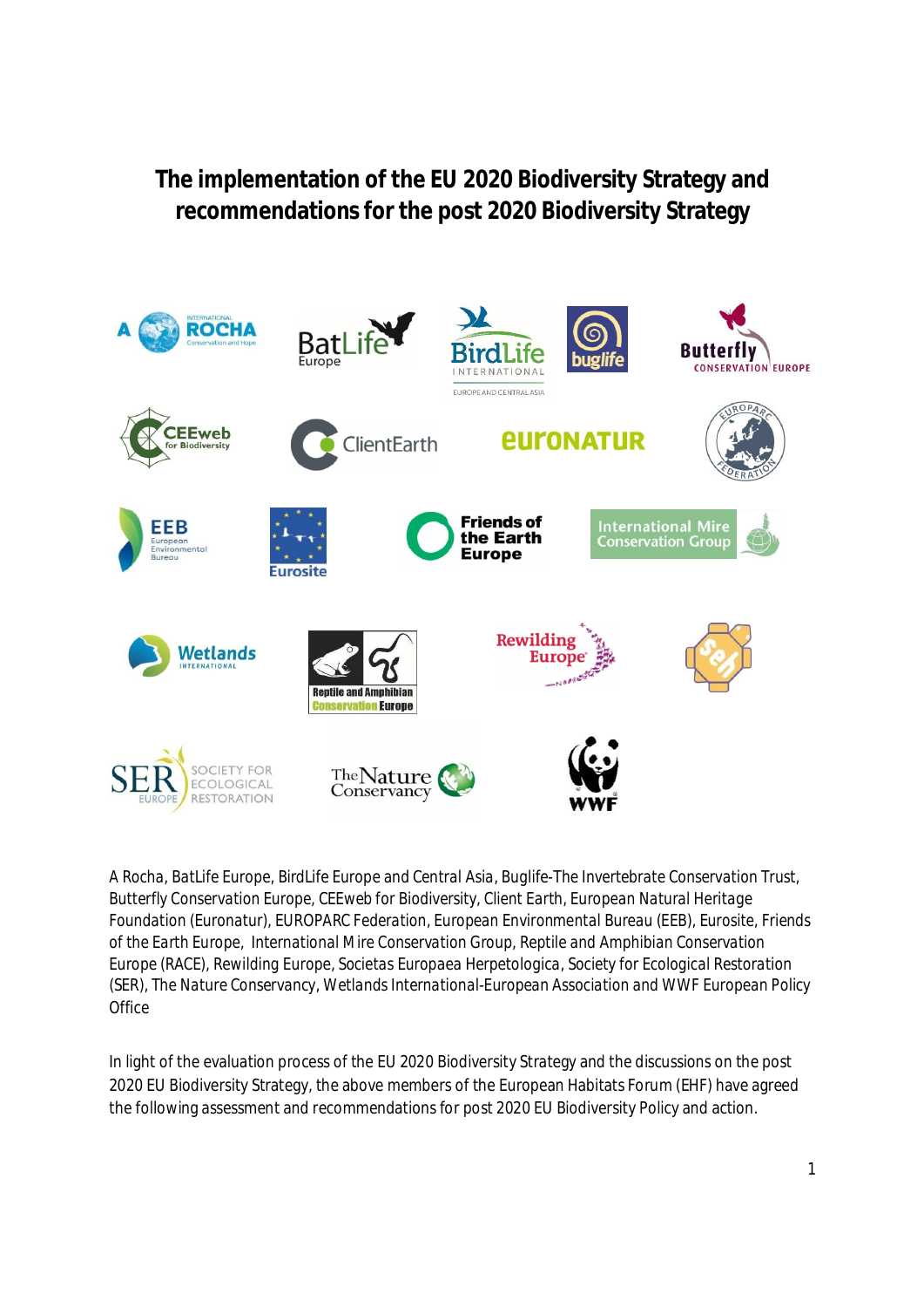# The implementation of the EU 2020 Biodiversity Strategy and recommendations for the post 2020 Biodiversity Strategy

A Rocha, BatLife Europe, BirdLife Europe and Central Asia, Buglife-The Invertebrate Conservation Trust, Butterfly Conservation Europe, CEEweb for Biodiversity, Client Earth, European Natural Heritage Foundation (Euronatur), EUROPARC Federation, European Environmental Bureau (EEB), Eurosite, Friends of the Earth Europe, International Mire Conservation Group, Reptile and Amphibian Conservation Europe (RACE), Rewilding Europe, Societas Europaea Herpetologica, Society for Ecological Restoration (SER), The Nature Conservancy, Wetlands International-European Association and WWF European Policy Office

In light of the evaluation process of the EU 2020 Biodiversity Strategy and the discussions on the post 2020 EU Biodiversity Strategy, the above members of the European Habitats Forum (EHF) have agreed the following assessment and recommendations for post 2020 EU Biodiversity Policy and action.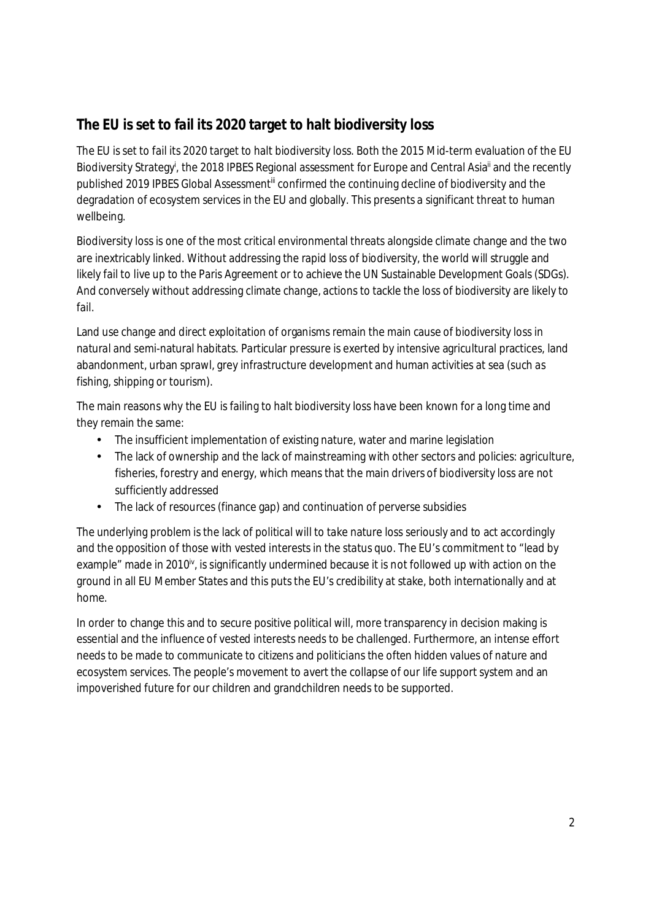## The EU is set to fail its 2020 target to halt biodiversity loss

The EU is set to fail its 2020 target to halt biodiversity loss. Both the 2015 Mid-term evaluation of the EU Biodiversity Strategy[i], the 2018 IPBES Regional assessment for Europe and Central Asia[ii] and the recently published 2019 IPBES Global Assessment[iii] confirmed the continuing decline of biodiversity and the degradation of ecosystem services in the EU and globally. This presents a significant threat to human wellbeing.

Biodiversity loss is one of the most critical environmental threats alongside climate change and the two are inextricably linked. Without addressing the rapid loss of biodiversity, the world will struggle and likely fail to live up to the Paris Agreement or to achieve the UN Sustainable Development Goals (SDGs). And conversely without addressing climate change, actions to tackle the loss of biodiversity are likely to fail.

Land use change and direct exploitation of organisms remain the main cause of biodiversity loss in natural and semi-natural habitats. Particular pressure is exerted by intensive agricultural practices, land abandonment, urban sprawl, grey infrastructure development and human activities at sea (such as fishing, shipping or tourism).

The main reasons why the EU is failing to halt biodiversity loss have been known for a long time and they remain the same:

- The insufficient implementation of existing nature, water and marine legislation
- The lack of ownership and the lack of mainstreaming with other sectors and policies: agriculture, fisheries, forestry and energy, which means that the main drivers of biodiversity loss are not sufficiently addressed
- The lack of resources (finance gap) and continuation of perverse subsidies

The underlying problem is the lack of political will to take nature loss seriously and to act accordingly and the opposition of those with vested interests in the status quo. The EU's commitment to "lead by example" made in 2010[iv], is significantly undermined because it is not followed up with action on the ground in all EU Member States and this puts the EU's credibility at stake, both internationally and at home.

In order to change this and to secure positive political will, more transparency in decision making is essential and the influence of vested interests needs to be challenged. Furthermore, an intense effort needs to be made to communicate to citizens and politicians the often hidden values of nature and ecosystem services. The people's movement to avert the collapse of our life support system and an impoverished future for our children and grandchildren needs to be supported.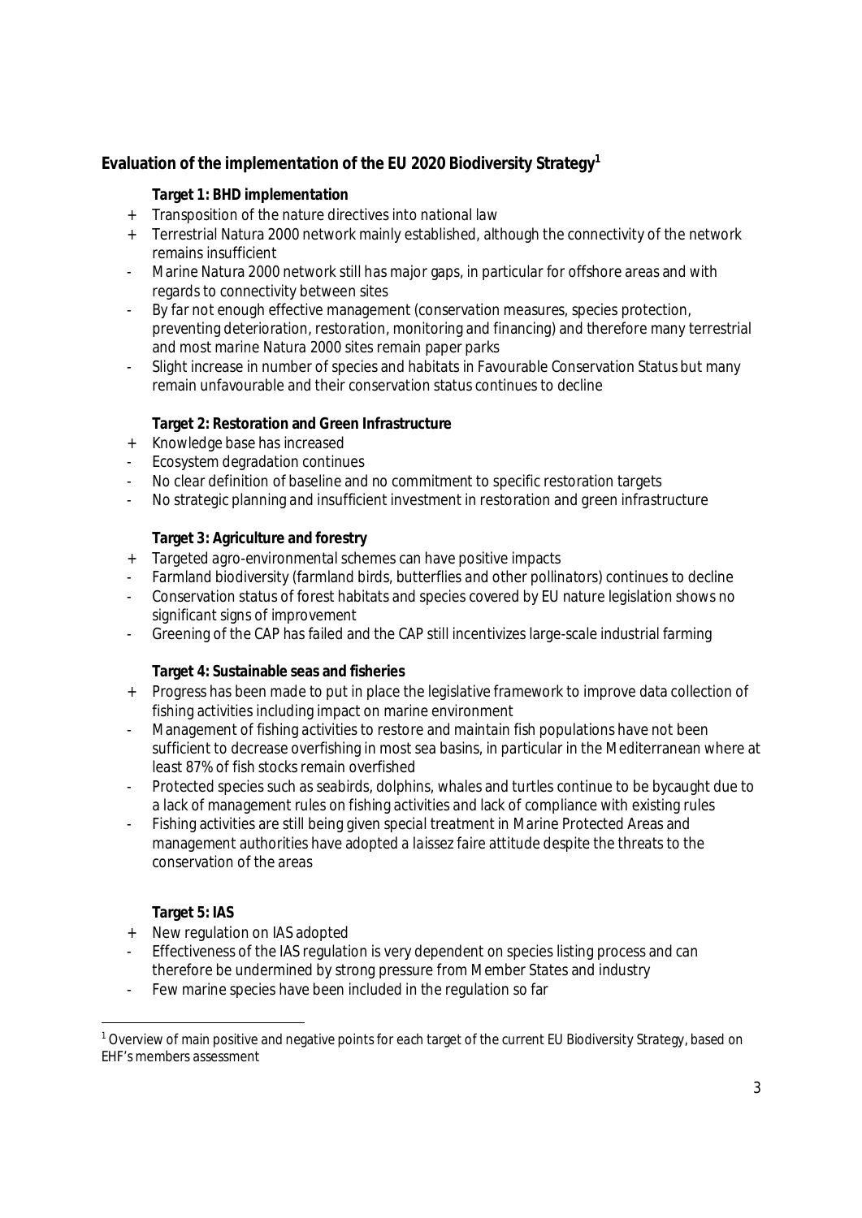## Evaluation of the implementation of the EU 2020 Biodiversity Strategy[1]

**Target 1: BHD implementation**

+ Transposition of the nature directives into national law
+ Terrestrial Natura 2000 network mainly established, although the connectivity of the network remains insufficient
- Marine Natura 2000 network still has major gaps, in particular for offshore areas and with regards to connectivity between sites
- By far not enough effective management (conservation measures, species protection, preventing deterioration, restoration, monitoring and financing) and therefore many terrestrial and most marine Natura 2000 sites remain paper parks
- Slight increase in number of species and habitats in Favourable Conservation Status but many remain unfavourable and their conservation status continues to decline

**Target 2: Restoration and Green Infrastructure**

+ Knowledge base has increased
- Ecosystem degradation continues
- No clear definition of baseline and no commitment to specific restoration targets
- No strategic planning and insufficient investment in restoration and green infrastructure

**Target 3: Agriculture and forestry**

+ Targeted agro-environmental schemes can have positive impacts
- Farmland biodiversity (farmland birds, butterflies and other pollinators) continues to decline
- Conservation status of forest habitats and species covered by EU nature legislation shows no significant signs of improvement
- Greening of the CAP has failed and the CAP still incentivizes large-scale industrial farming

**Target 4: Sustainable seas and fisheries**

+ Progress has been made to put in place the legislative framework to improve data collection of fishing activities including impact on marine environment
- Management of fishing activities to restore and maintain fish populations have not been sufficient to decrease overfishing in most sea basins, in particular in the Mediterranean where at least 87% of fish stocks remain overfished
- Protected species such as seabirds, dolphins, whales and turtles continue to be bycaught due to a lack of management rules on fishing activities and lack of compliance with existing rules
- Fishing activities are still being given special treatment in Marine Protected Areas and management authorities have adopted a *laissez faire* attitude despite the threats to the conservation of the areas

**Target 5: IAS**

+ New regulation on IAS adopted
- Effectiveness of the IAS regulation is very dependent on species listing process and can therefore be undermined by strong pressure from Member States and industry
- Few marine species have been included in the regulation so far

[1] Overview of main positive and negative points for each target of the current EU Biodiversity Strategy, based on EHF's members assessment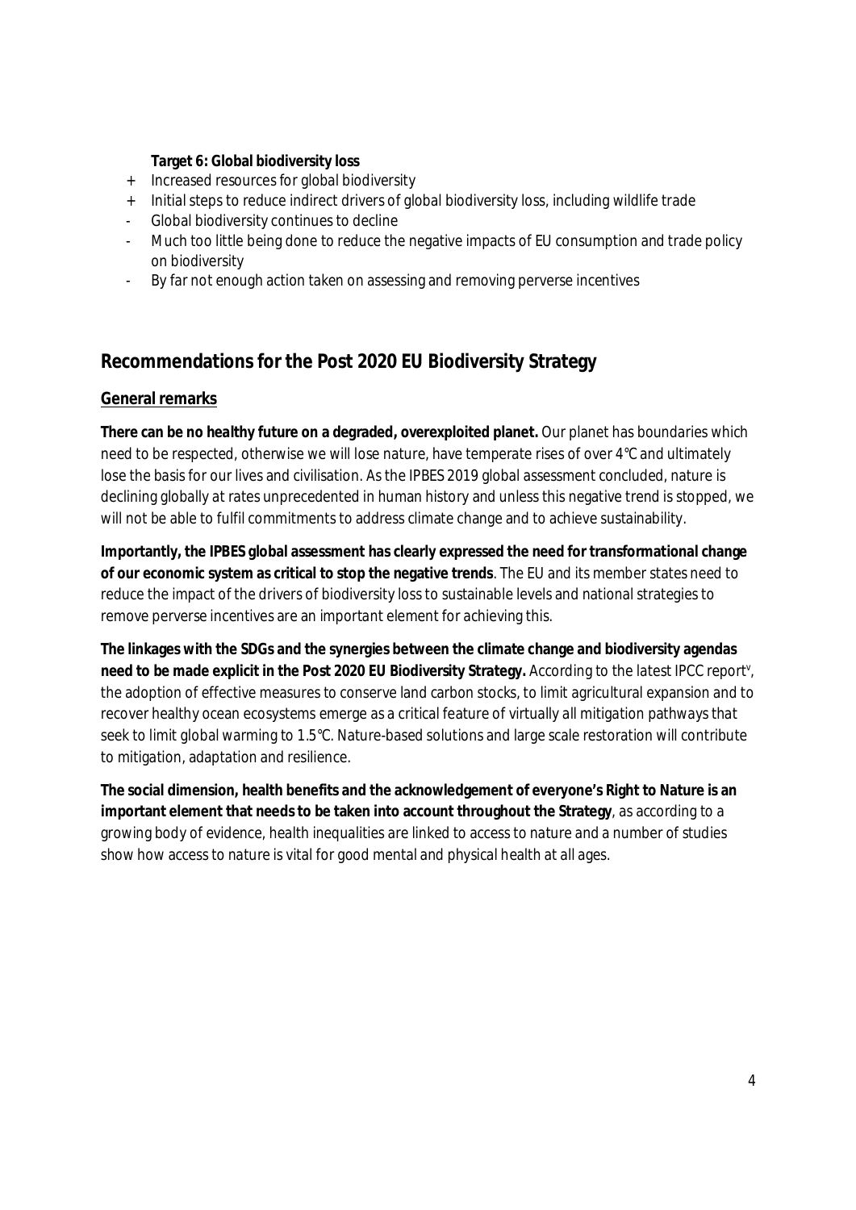**Target 6: Global biodiversity loss**

+ Increased resources for global biodiversity
+ Initial steps to reduce indirect drivers of global biodiversity loss, including wildlife trade
- Global biodiversity continues to decline
- Much too little being done to reduce the negative impacts of EU consumption and trade policy on biodiversity
- By far not enough action taken on assessing and removing perverse incentives

## Recommendations for the Post 2020 EU Biodiversity Strategy

### General remarks

**There can be no healthy future on a degraded, overexploited planet.** Our planet has boundaries which need to be respected, otherwise we will lose nature, have temperate rises of over 4°C and ultimately lose the basis for our lives and civilisation. As the IPBES 2019 global assessment concluded, nature is declining globally at rates unprecedented in human history and unless this negative trend is stopped, we will not be able to fulfil commitments to address climate change and to achieve sustainability.

**Importantly, the IPBES global assessment has clearly expressed the need for transformational change of our economic system as critical to stop the negative trends**. The EU and its member states need to reduce the impact of the drivers of biodiversity loss to sustainable levels and national strategies to remove perverse incentives are an important element for achieving this.

**The linkages with the SDGs and the synergies between the climate change and biodiversity agendas need to be made explicit in the Post 2020 EU Biodiversity Strategy.** According to the latest IPCC report[v], the adoption of effective measures to conserve land carbon stocks, to limit agricultural expansion and to recover healthy ocean ecosystems emerge as a critical feature of virtually all mitigation pathways that seek to limit global warming to 1.5°C. Nature-based solutions and large scale restoration will contribute to mitigation, adaptation and resilience.

**The social dimension, health benefits and the acknowledgement of everyone's Right to Nature is an important element that needs to be taken into account throughout the Strategy**, as according to a growing body of evidence, health inequalities are linked to access to nature and a number of studies show how access to nature is vital for good mental and physical health at all ages.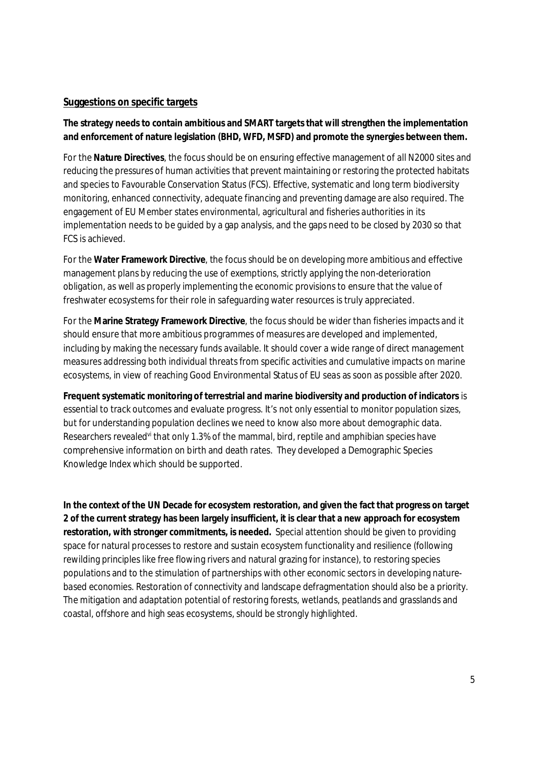## Suggestions on specific targets

**The strategy needs to contain ambitious and SMART targets that will strengthen the implementation and enforcement of nature legislation (BHD, WFD, MSFD) and promote the synergies between them.**

For the **Nature Directives**, the focus should be on ensuring effective management of all N2000 sites and reducing the pressures of human activities that prevent maintaining or restoring the protected habitats and species to Favourable Conservation Status (FCS). Effective, systematic and long term biodiversity monitoring, enhanced connectivity, adequate financing and preventing damage are also required. The engagement of EU Member states environmental, agricultural and fisheries authorities in its implementation needs to be guided by a gap analysis, and the gaps need to be closed by 2030 so that FCS is achieved.

For the **Water Framework Directive**, the focus should be on developing more ambitious and effective management plans by reducing the use of exemptions, strictly applying the non-deterioration obligation, as well as properly implementing the economic provisions to ensure that the value of freshwater ecosystems for their role in safeguarding water resources is truly appreciated.

For the **Marine Strategy Framework Directive**, the focus should be wider than fisheries impacts and it should ensure that more ambitious programmes of measures are developed and implemented, including by making the necessary funds available. It should cover a wide range of direct management measures addressing both individual threats from specific activities and cumulative impacts on marine ecosystems, in view of reaching Good Environmental Status of EU seas as soon as possible after 2020.

**Frequent systematic monitoring of terrestrial and marine biodiversity and production of indicators** is essential to track outcomes and evaluate progress. It's not only essential to monitor population sizes, but for understanding population declines we need to know also more about demographic data. Researchers revealed[vi] that only 1.3% of the mammal, bird, reptile and amphibian species have comprehensive information on birth and death rates. They developed a Demographic Species Knowledge Index which should be supported.

**In the context of the UN Decade for ecosystem restoration, and given the fact that progress on target 2 of the current strategy has been largely insufficient, it is clear that a new approach for ecosystem restoration, with stronger commitments, is needed.** Special attention should be given to providing space for natural processes to restore and sustain ecosystem functionality and resilience (following rewilding principles like free flowing rivers and natural grazing for instance), to restoring species populations and to the stimulation of partnerships with other economic sectors in developing nature-based economies. Restoration of connectivity and landscape defragmentation should also be a priority. The mitigation and adaptation potential of restoring forests, wetlands, peatlands and grasslands and coastal, offshore and high seas ecosystems, should be strongly highlighted.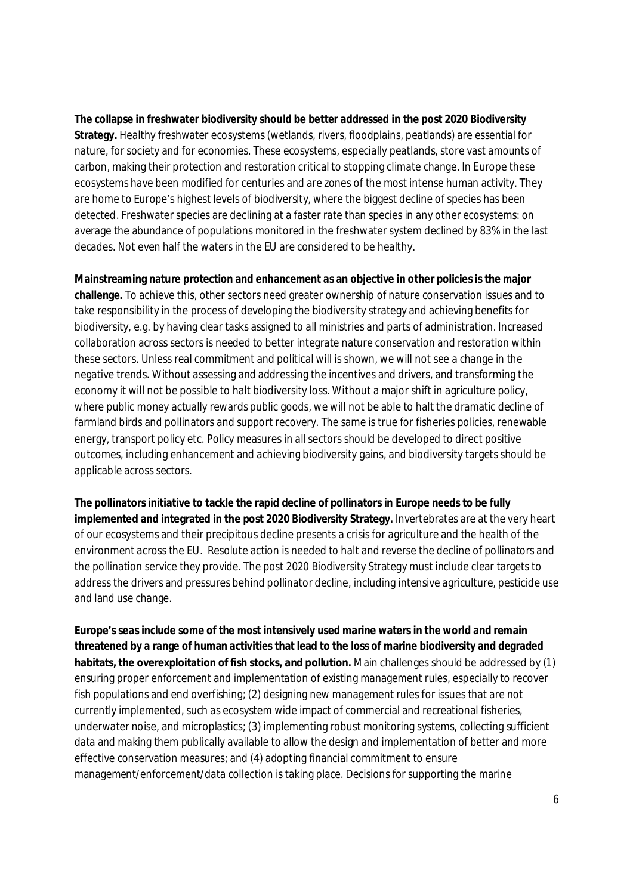**The collapse in freshwater biodiversity should be better addressed in the post 2020 Biodiversity Strategy.** Healthy freshwater ecosystems (wetlands, rivers, floodplains, peatlands) are essential for nature, for society and for economies. These ecosystems, especially peatlands, store vast amounts of carbon, making their protection and restoration critical to stopping climate change. In Europe these ecosystems have been modified for centuries and are zones of the most intense human activity. They are home to Europe's highest levels of biodiversity, where the biggest decline of species has been detected. Freshwater species are declining at a faster rate than species in any other ecosystems: on average the abundance of populations monitored in the freshwater system declined by 83% in the last decades. Not even half the waters in the EU are considered to be healthy.

**Mainstreaming nature protection and enhancement as an objective in other policies is the major challenge.** To achieve this, other sectors need greater ownership of nature conservation issues and to take responsibility in the process of developing the biodiversity strategy and achieving benefits for biodiversity, e.g. by having clear tasks assigned to all ministries and parts of administration. Increased collaboration across sectors is needed to better integrate nature conservation and restoration within these sectors. Unless real commitment and political will is shown, we will not see a change in the negative trends. Without assessing and addressing the incentives and drivers, and transforming the economy it will not be possible to halt biodiversity loss. Without a major shift in agriculture policy, where public money actually rewards public goods, we will not be able to halt the dramatic decline of farmland birds and pollinators and support recovery. The same is true for fisheries policies, renewable energy, transport policy etc. Policy measures in all sectors should be developed to direct positive outcomes, including enhancement and achieving biodiversity gains, and biodiversity targets should be applicable across sectors.

**The pollinators initiative to tackle the rapid decline of pollinators in Europe needs to be fully implemented and integrated in the post 2020 Biodiversity Strategy.** Invertebrates are at the very heart of our ecosystems and their precipitous decline presents a crisis for agriculture and the health of the environment across the EU. Resolute action is needed to halt and reverse the decline of pollinators and the pollination service they provide. The post 2020 Biodiversity Strategy must include clear targets to address the drivers and pressures behind pollinator decline, including intensive agriculture, pesticide use and land use change.

**Europe's seas include some of the most intensively used marine waters in the world and remain threatened by a range of human activities that lead to the loss of marine biodiversity and degraded habitats, the overexploitation of fish stocks, and pollution.** Main challenges should be addressed by (1) ensuring proper enforcement and implementation of existing management rules, especially to recover fish populations and end overfishing; (2) designing new management rules for issues that are not currently implemented, such as ecosystem wide impact of commercial and recreational fisheries, underwater noise, and microplastics; (3) implementing robust monitoring systems, collecting sufficient data and making them publically available to allow the design and implementation of better and more effective conservation measures; and (4) adopting financial commitment to ensure management/enforcement/data collection is taking place. Decisions for supporting the marine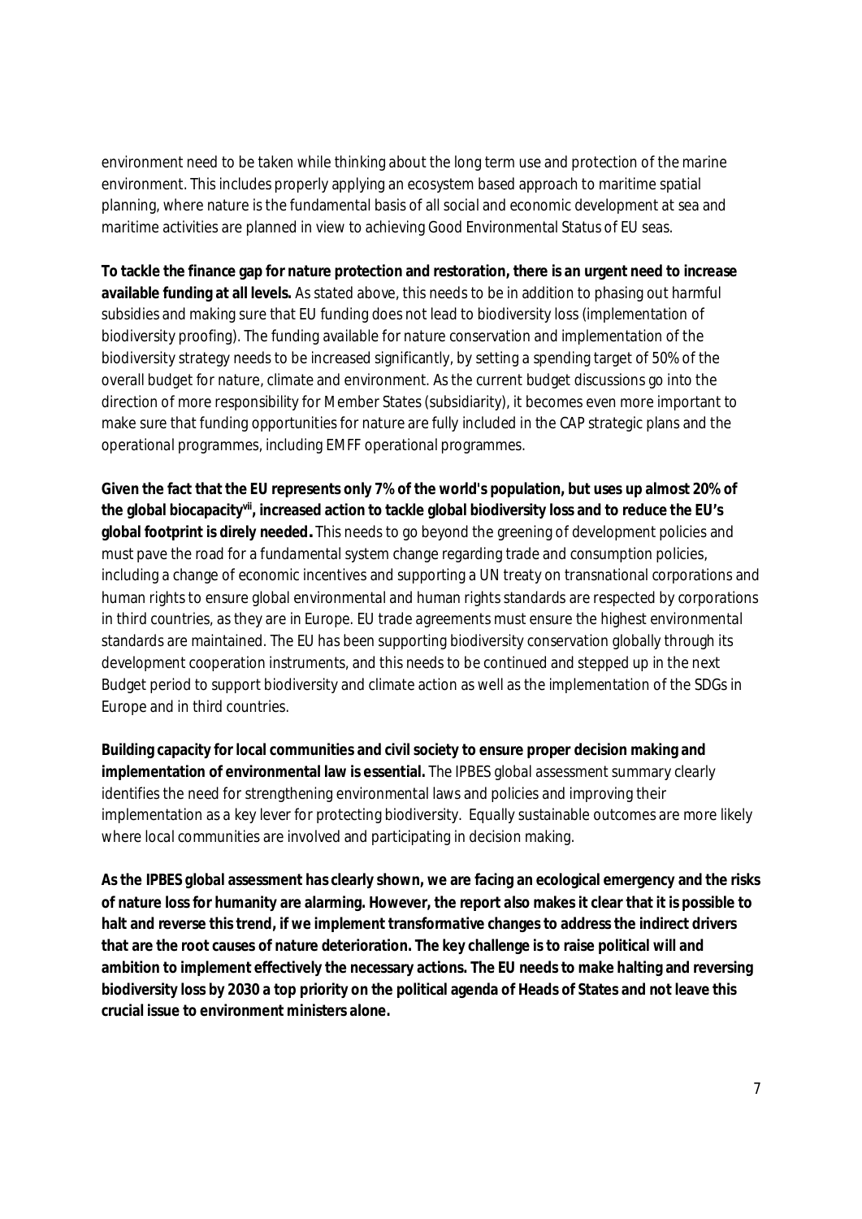environment need to be taken while thinking about the long term use and protection of the marine environment. This includes properly applying an ecosystem based approach to maritime spatial planning, where nature is the fundamental basis of all social and economic development at sea and maritime activities are planned in view to achieving Good Environmental Status of EU seas.

**To tackle the finance gap for nature protection and restoration, there is an urgent need to increase available funding at all levels.** As stated above, this needs to be in addition to phasing out harmful subsidies and making sure that EU funding does not lead to biodiversity loss (implementation of biodiversity proofing). The funding available for nature conservation and implementation of the biodiversity strategy needs to be increased significantly, by setting a spending target of 50% of the overall budget for nature, climate and environment. As the current budget discussions go into the direction of more responsibility for Member States (subsidiarity), it becomes even more important to make sure that funding opportunities for nature are fully included in the CAP strategic plans and the operational programmes, including EMFF operational programmes.

**Given the fact that the EU represents only 7% of the world's population, but uses up almost 20% of the global biocapacity[vii], increased action to tackle global biodiversity loss and to reduce the EU's global footprint is direly needed.** This needs to go beyond the greening of development policies and must pave the road for a fundamental system change regarding trade and consumption policies, including a change of economic incentives and supporting a UN treaty on transnational corporations and human rights to ensure global environmental and human rights standards are respected by corporations in third countries, as they are in Europe. EU trade agreements must ensure the highest environmental standards are maintained. The EU has been supporting biodiversity conservation globally through its development cooperation instruments, and this needs to be continued and stepped up in the next Budget period to support biodiversity and climate action as well as the implementation of the SDGs in Europe and in third countries.

**Building capacity for local communities and civil society to ensure proper decision making and implementation of environmental law is essential.** The IPBES global assessment summary clearly identifies the need for strengthening environmental laws and policies and improving their implementation as a key lever for protecting biodiversity. Equally sustainable outcomes are more likely where local communities are involved and participating in decision making.

**As the IPBES global assessment has clearly shown, we are facing an ecological emergency and the risks of nature loss for humanity are alarming. However, the report also makes it clear that it is possible to halt and reverse this trend, if we implement transformative changes to address the indirect drivers that are the root causes of nature deterioration. The key challenge is to raise political will and ambition to implement effectively the necessary actions. The EU needs to make halting and reversing biodiversity loss by 2030 a top priority on the political agenda of Heads of States and not leave this crucial issue to environment ministers alone.**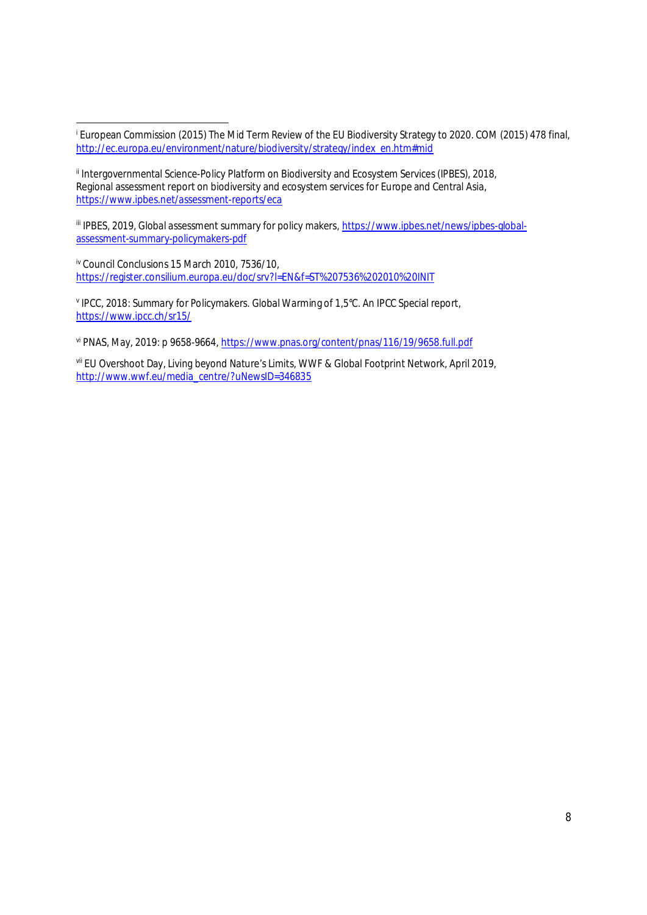[i] European Commission (2015) The Mid Term Review of the EU Biodiversity Strategy to 2020. COM (2015) 478 final, http://ec.europa.eu/environment/nature/biodiversity/strategy/index_en.htm#mid

[ii] Intergovernmental Science-Policy Platform on Biodiversity and Ecosystem Services (IPBES), 2018, Regional assessment report on biodiversity and ecosystem services for Europe and Central Asia, https://www.ipbes.net/assessment-reports/eca

[iii] IPBES, 2019, Global assessment summary for policy makers, https://www.ipbes.net/news/ipbes-global-assessment-summary-policymakers-pdf

[iv] Council Conclusions 15 March 2010, 7536/10, https://register.consilium.europa.eu/doc/srv?l=EN&f=ST%207536%202010%20INIT

[v] IPCC, 2018: Summary for Policymakers. Global Warming of 1,5°C. An IPCC Special report, https://www.ipcc.ch/sr15/

[vi] PNAS, May, 2019: p 9658-9664, https://www.pnas.org/content/pnas/116/19/9658.full.pdf

[vii] EU Overshoot Day, Living beyond Nature's Limits, WWF & Global Footprint Network, April 2019, http://www.wwf.eu/media_centre/?uNewsID=346835